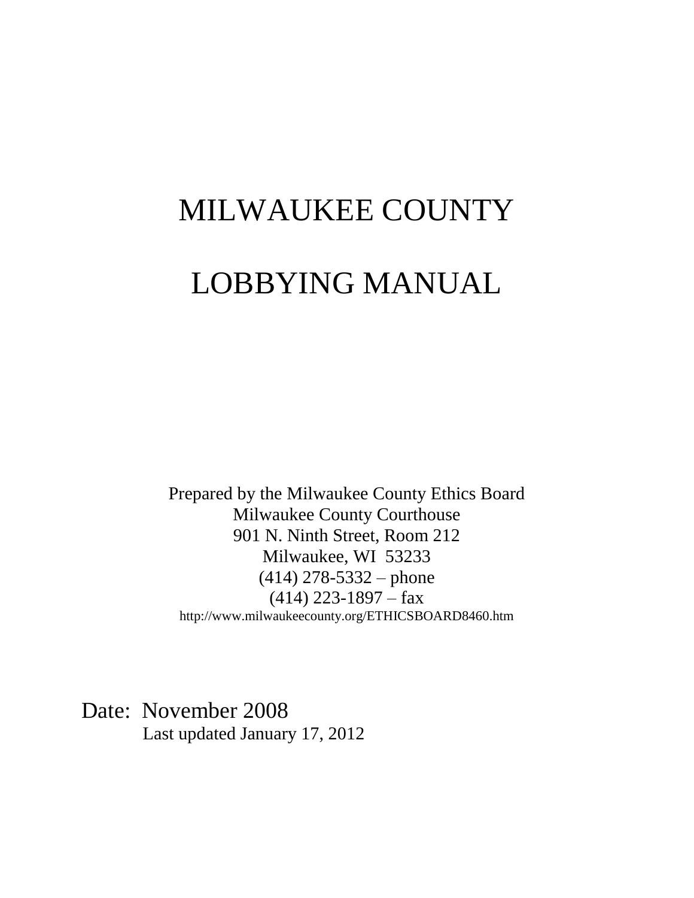# MILWAUKEE COUNTY

# LOBBYING MANUAL

Prepared by the Milwaukee County Ethics Board  
Milwaukee County Courthouse  
901 N. Ninth Street, Room 212  
Milwaukee, WI 53233  
(414) 278-5332 – phone  
(414) 223-1897 – fax  
http://www.milwaukeecounty.org/ETHICSBOARD8460.htm

Date: November 2008  
Last updated January 17, 2012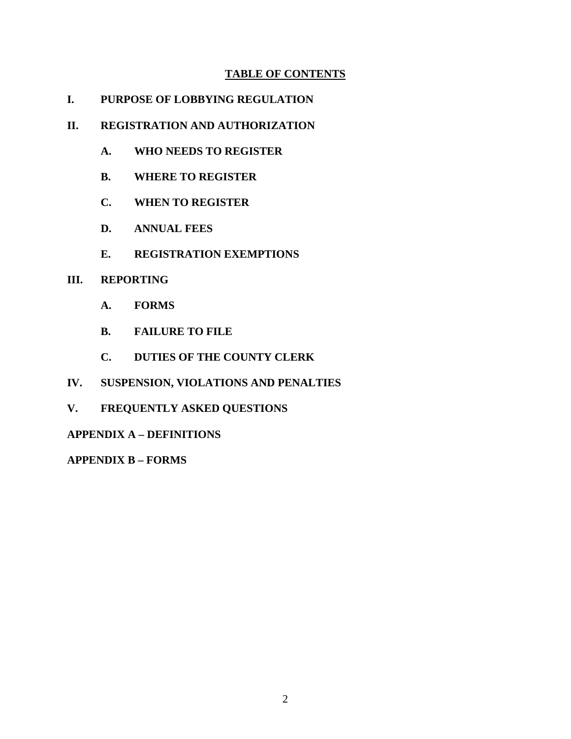## TABLE OF CONTENTS

**I. PURPOSE OF LOBBYING REGULATION**

**II. REGISTRATION AND AUTHORIZATION**

- **A. WHO NEEDS TO REGISTER**
- **B. WHERE TO REGISTER**
- **C. WHEN TO REGISTER**
- **D. ANNUAL FEES**
- **E. REGISTRATION EXEMPTIONS**

**III. REPORTING**

- **A. FORMS**
- **B. FAILURE TO FILE**
- **C. DUTIES OF THE COUNTY CLERK**

**IV. SUSPENSION, VIOLATIONS AND PENALTIES**

**V. FREQUENTLY ASKED QUESTIONS**

**APPENDIX A – DEFINITIONS**

**APPENDIX B – FORMS**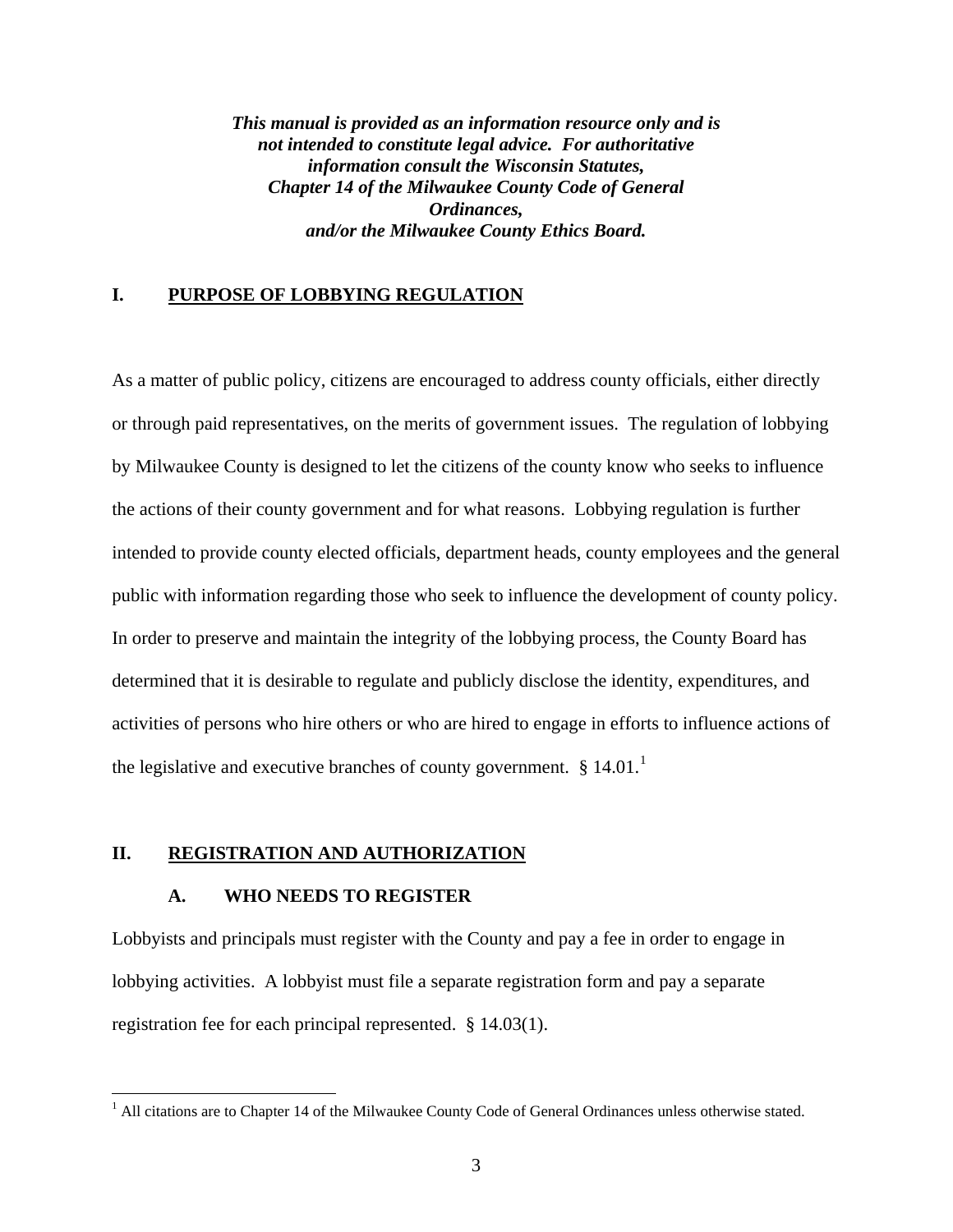***This manual is provided as an information resource only and is not intended to constitute legal advice. For authoritative information consult the Wisconsin Statutes, Chapter 14 of the Milwaukee County Code of General Ordinances, and/or the Milwaukee County Ethics Board.***

## I. PURPOSE OF LOBBYING REGULATION

As a matter of public policy, citizens are encouraged to address county officials, either directly or through paid representatives, on the merits of government issues. The regulation of lobbying by Milwaukee County is designed to let the citizens of the county know who seeks to influence the actions of their county government and for what reasons. Lobbying regulation is further intended to provide county elected officials, department heads, county employees and the general public with information regarding those who seek to influence the development of county policy. In order to preserve and maintain the integrity of the lobbying process, the County Board has determined that it is desirable to regulate and publicly disclose the identity, expenditures, and activities of persons who hire others or who are hired to engage in efforts to influence actions of the legislative and executive branches of county government. § 14.01.[1]

## II. REGISTRATION AND AUTHORIZATION

### A. WHO NEEDS TO REGISTER

Lobbyists and principals must register with the County and pay a fee in order to engage in lobbying activities. A lobbyist must file a separate registration form and pay a separate registration fee for each principal represented. § 14.03(1).

---

[1] All citations are to Chapter 14 of the Milwaukee County Code of General Ordinances unless otherwise stated.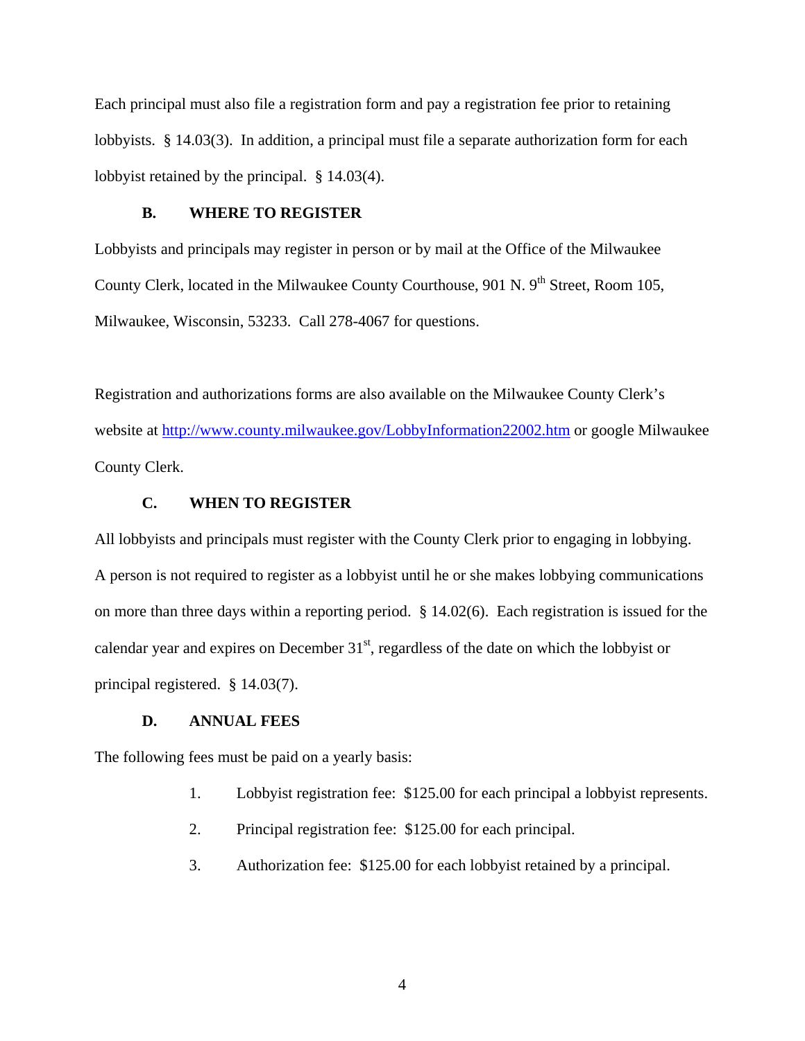Each principal must also file a registration form and pay a registration fee prior to retaining lobbyists. § 14.03(3). In addition, a principal must file a separate authorization form for each lobbyist retained by the principal. § 14.03(4).

### B. WHERE TO REGISTER

Lobbyists and principals may register in person or by mail at the Office of the Milwaukee County Clerk, located in the Milwaukee County Courthouse, 901 N. 9th Street, Room 105, Milwaukee, Wisconsin, 53233. Call 278-4067 for questions.

Registration and authorizations forms are also available on the Milwaukee County Clerk's website at [http://www.county.milwaukee.gov/LobbyInformation22002.htm](http://www.county.milwaukee.gov/LobbyInformation22002.htm) or google Milwaukee County Clerk.

### C. WHEN TO REGISTER

All lobbyists and principals must register with the County Clerk prior to engaging in lobbying. A person is not required to register as a lobbyist until he or she makes lobbying communications on more than three days within a reporting period. § 14.02(6). Each registration is issued for the calendar year and expires on December 31st, regardless of the date on which the lobbyist or principal registered. § 14.03(7).

### D. ANNUAL FEES

The following fees must be paid on a yearly basis:

1. Lobbyist registration fee: $125.00 for each principal a lobbyist represents.
2. Principal registration fee: $125.00 for each principal.
3. Authorization fee: $125.00 for each lobbyist retained by a principal.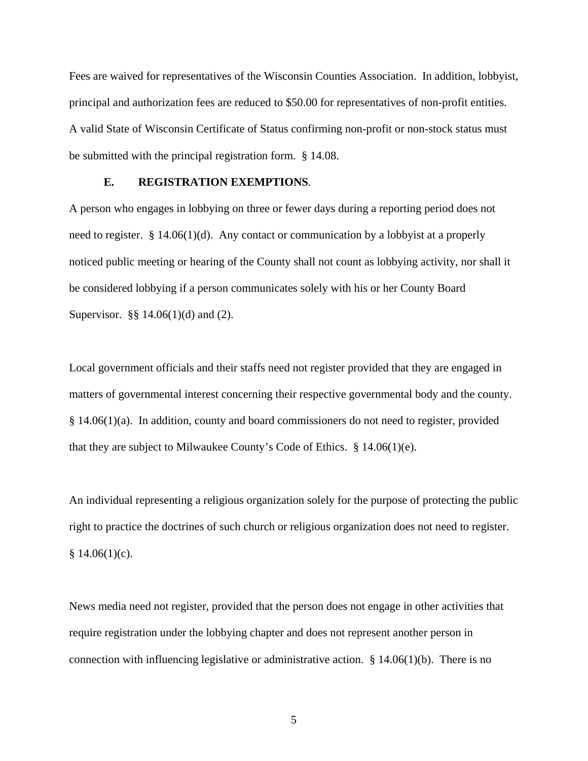Fees are waived for representatives of the Wisconsin Counties Association. In addition, lobbyist, principal and authorization fees are reduced to $50.00 for representatives of non-profit entities. A valid State of Wisconsin Certificate of Status confirming non-profit or non-stock status must be submitted with the principal registration form. § 14.08.

### E. REGISTRATION EXEMPTIONS.

A person who engages in lobbying on three or fewer days during a reporting period does not need to register. § 14.06(1)(d). Any contact or communication by a lobbyist at a properly noticed public meeting or hearing of the County shall not count as lobbying activity, nor shall it be considered lobbying if a person communicates solely with his or her County Board Supervisor. §§ 14.06(1)(d) and (2).

Local government officials and their staffs need not register provided that they are engaged in matters of governmental interest concerning their respective governmental body and the county. § 14.06(1)(a). In addition, county and board commissioners do not need to register, provided that they are subject to Milwaukee County's Code of Ethics. § 14.06(1)(e).

An individual representing a religious organization solely for the purpose of protecting the public right to practice the doctrines of such church or religious organization does not need to register. § 14.06(1)(c).

News media need not register, provided that the person does not engage in other activities that require registration under the lobbying chapter and does not represent another person in connection with influencing legislative or administrative action. § 14.06(1)(b). There is no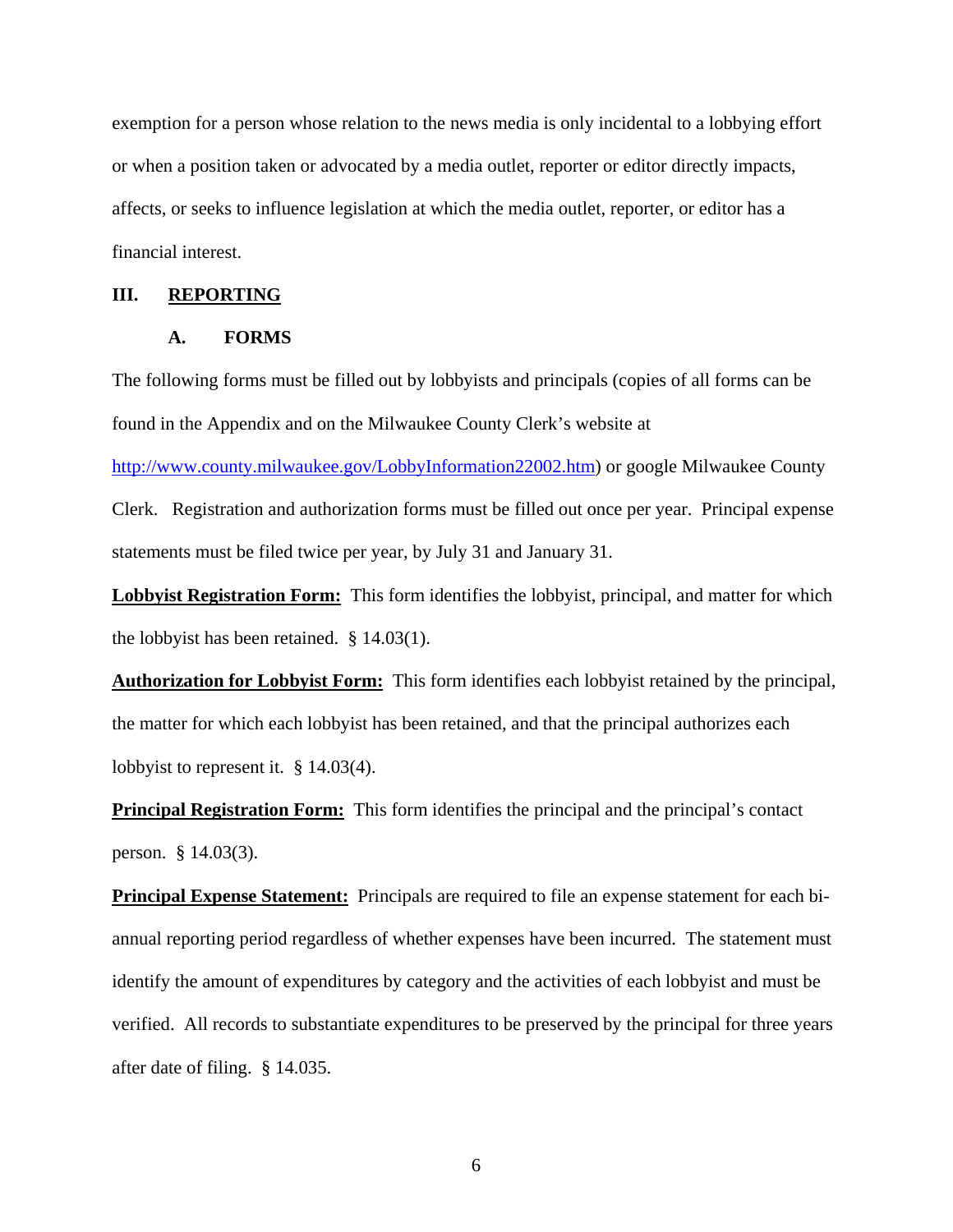exemption for a person whose relation to the news media is only incidental to a lobbying effort or when a position taken or advocated by a media outlet, reporter or editor directly impacts, affects, or seeks to influence legislation at which the media outlet, reporter, or editor has a financial interest.

## III. REPORTING

### A. FORMS

The following forms must be filled out by lobbyists and principals (copies of all forms can be found in the Appendix and on the Milwaukee County Clerk's website at http://www.county.milwaukee.gov/LobbyInformation22002.htm) or google Milwaukee County Clerk. Registration and authorization forms must be filled out once per year. Principal expense statements must be filed twice per year, by July 31 and January 31.

**Lobbyist Registration Form:** This form identifies the lobbyist, principal, and matter for which the lobbyist has been retained. § 14.03(1).

**Authorization for Lobbyist Form:** This form identifies each lobbyist retained by the principal, the matter for which each lobbyist has been retained, and that the principal authorizes each lobbyist to represent it. § 14.03(4).

**Principal Registration Form:** This form identifies the principal and the principal's contact person. § 14.03(3).

**Principal Expense Statement:** Principals are required to file an expense statement for each bi-annual reporting period regardless of whether expenses have been incurred. The statement must identify the amount of expenditures by category and the activities of each lobbyist and must be verified. All records to substantiate expenditures to be preserved by the principal for three years after date of filing. § 14.035.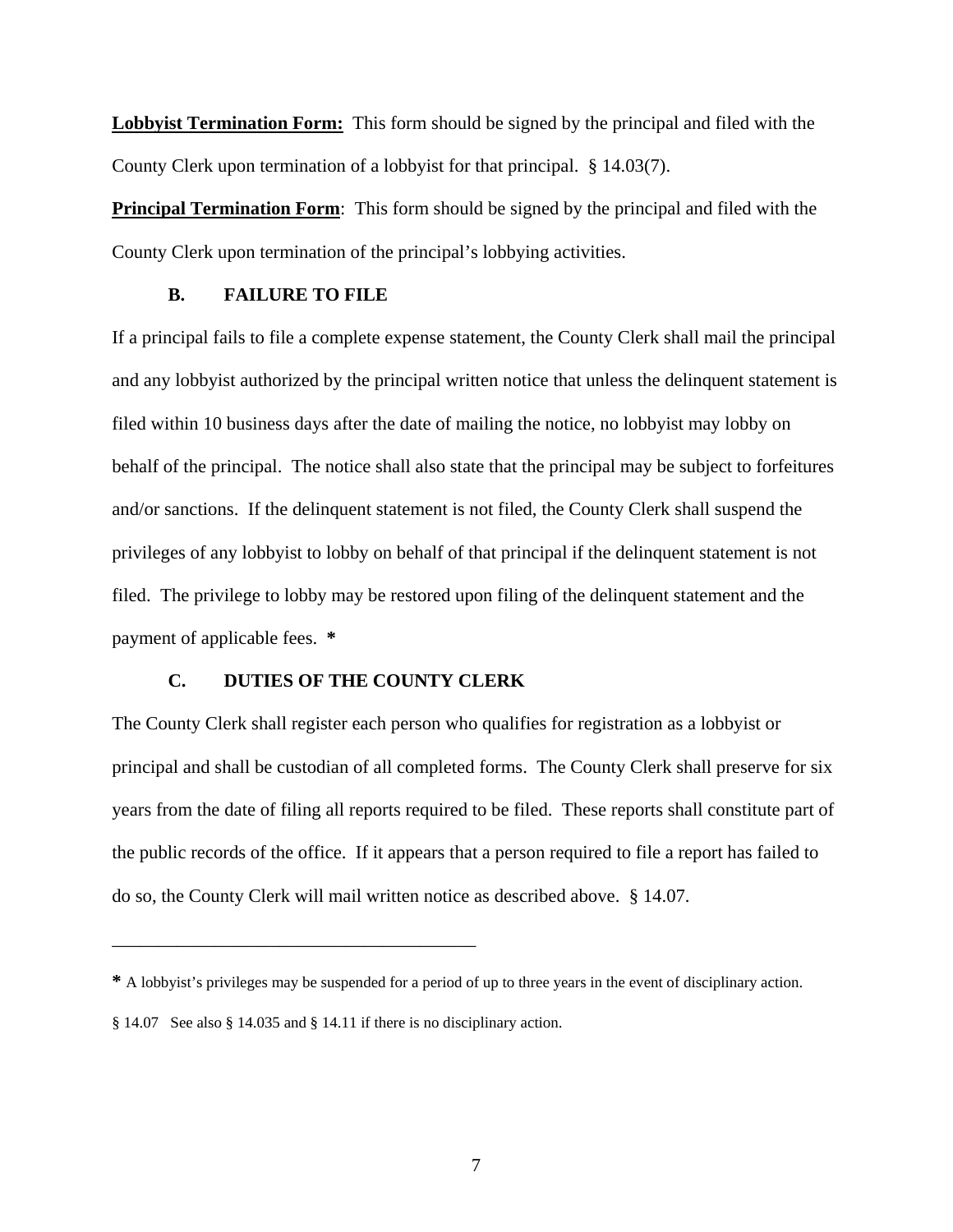**Lobbyist Termination Form:** This form should be signed by the principal and filed with the County Clerk upon termination of a lobbyist for that principal. § 14.03(7).

**Principal Termination Form**: This form should be signed by the principal and filed with the County Clerk upon termination of the principal's lobbying activities.

### B. FAILURE TO FILE

If a principal fails to file a complete expense statement, the County Clerk shall mail the principal and any lobbyist authorized by the principal written notice that unless the delinquent statement is filed within 10 business days after the date of mailing the notice, no lobbyist may lobby on behalf of the principal. The notice shall also state that the principal may be subject to forfeitures and/or sanctions. If the delinquent statement is not filed, the County Clerk shall suspend the privileges of any lobbyist to lobby on behalf of that principal if the delinquent statement is not filed. The privilege to lobby may be restored upon filing of the delinquent statement and the payment of applicable fees. **\***

### C. DUTIES OF THE COUNTY CLERK

The County Clerk shall register each person who qualifies for registration as a lobbyist or principal and shall be custodian of all completed forms. The County Clerk shall preserve for six years from the date of filing all reports required to be filed. These reports shall constitute part of the public records of the office. If it appears that a person required to file a report has failed to do so, the County Clerk will mail written notice as described above. § 14.07.

---

**\*** A lobbyist's privileges may be suspended for a period of up to three years in the event of disciplinary action.

§ 14.07 See also § 14.035 and § 14.11 if there is no disciplinary action.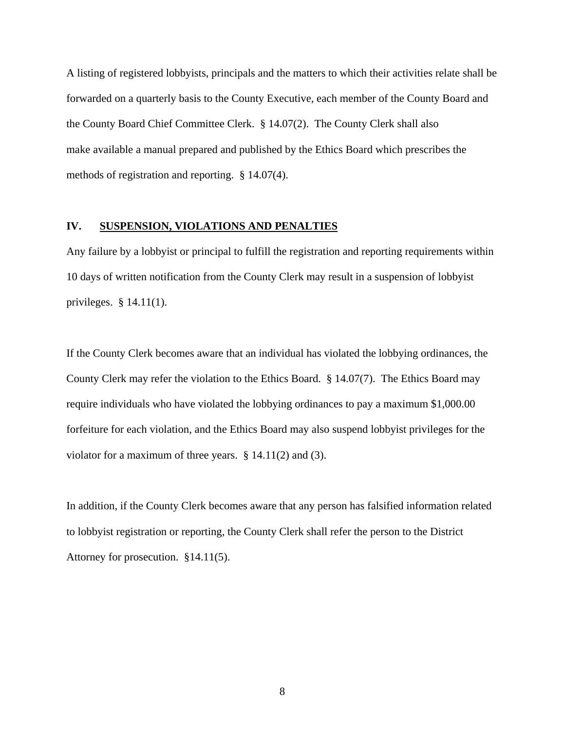A listing of registered lobbyists, principals and the matters to which their activities relate shall be forwarded on a quarterly basis to the County Executive, each member of the County Board and the County Board Chief Committee Clerk. § 14.07(2). The County Clerk shall also make available a manual prepared and published by the Ethics Board which prescribes the methods of registration and reporting. § 14.07(4).

## IV. SUSPENSION, VIOLATIONS AND PENALTIES

Any failure by a lobbyist or principal to fulfill the registration and reporting requirements within 10 days of written notification from the County Clerk may result in a suspension of lobbyist privileges. § 14.11(1).

If the County Clerk becomes aware that an individual has violated the lobbying ordinances, the County Clerk may refer the violation to the Ethics Board. § 14.07(7). The Ethics Board may require individuals who have violated the lobbying ordinances to pay a maximum $1,000.00 forfeiture for each violation, and the Ethics Board may also suspend lobbyist privileges for the violator for a maximum of three years. § 14.11(2) and (3).

In addition, if the County Clerk becomes aware that any person has falsified information related to lobbyist registration or reporting, the County Clerk shall refer the person to the District Attorney for prosecution. §14.11(5).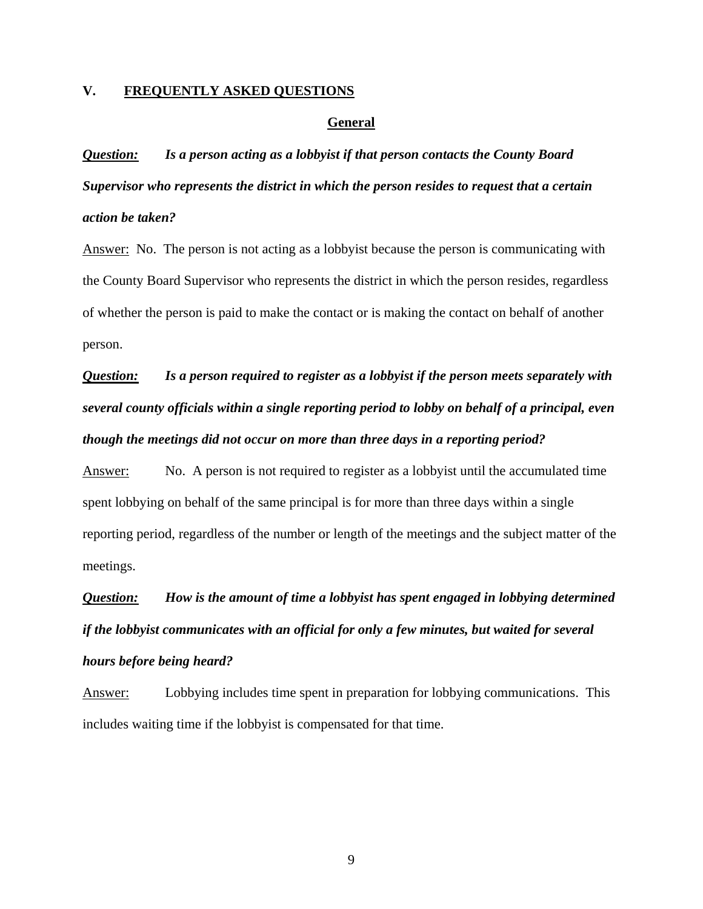## V. FREQUENTLY ASKED QUESTIONS

### General

***Question:*** ***Is a person acting as a lobbyist if that person contacts the County Board Supervisor who represents the district in which the person resides to request that a certain action be taken?***

Answer: No. The person is not acting as a lobbyist because the person is communicating with the County Board Supervisor who represents the district in which the person resides, regardless of whether the person is paid to make the contact or is making the contact on behalf of another person.

***Question:*** ***Is a person required to register as a lobbyist if the person meets separately with several county officials within a single reporting period to lobby on behalf of a principal, even though the meetings did not occur on more than three days in a reporting period?***

Answer: No. A person is not required to register as a lobbyist until the accumulated time spent lobbying on behalf of the same principal is for more than three days within a single reporting period, regardless of the number or length of the meetings and the subject matter of the meetings.

***Question:*** ***How is the amount of time a lobbyist has spent engaged in lobbying determined if the lobbyist communicates with an official for only a few minutes, but waited for several hours before being heard?***

Answer: Lobbying includes time spent in preparation for lobbying communications. This includes waiting time if the lobbyist is compensated for that time.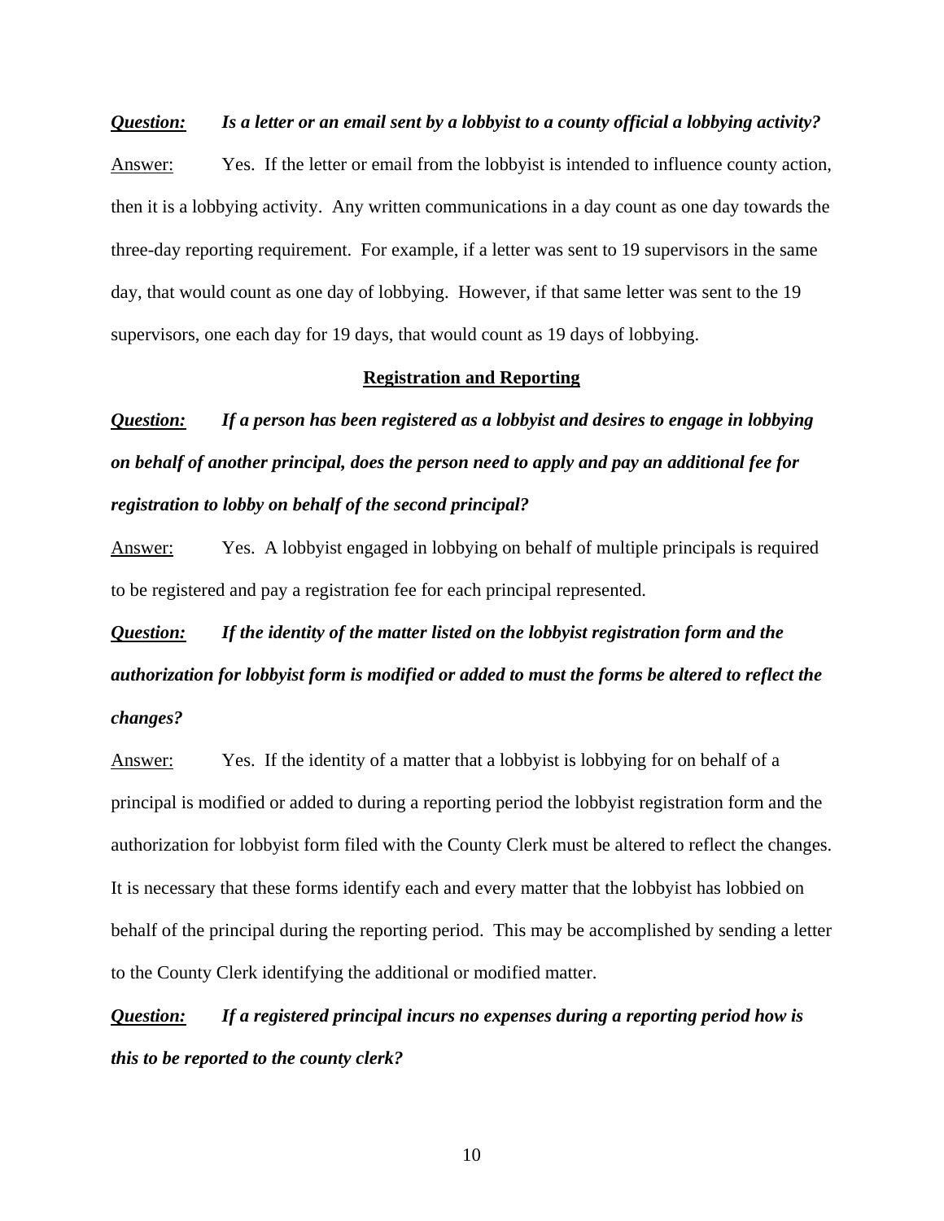***<u>Question:</u>*** ***Is a letter or an email sent by a lobbyist to a county official a lobbying activity?***

<u>Answer:</u> Yes. If the letter or email from the lobbyist is intended to influence county action, then it is a lobbying activity. Any written communications in a day count as one day towards the three-day reporting requirement. For example, if a letter was sent to 19 supervisors in the same day, that would count as one day of lobbying. However, if that same letter was sent to the 19 supervisors, one each day for 19 days, that would count as 19 days of lobbying.

## <u>Registration and Reporting</u>

***<u>Question:</u>*** ***If a person has been registered as a lobbyist and desires to engage in lobbying on behalf of another principal, does the person need to apply and pay an additional fee for registration to lobby on behalf of the second principal?***

<u>Answer:</u> Yes. A lobbyist engaged in lobbying on behalf of multiple principals is required to be registered and pay a registration fee for each principal represented.

***<u>Question:</u>*** ***If the identity of the matter listed on the lobbyist registration form and the authorization for lobbyist form is modified or added to must the forms be altered to reflect the changes?***

<u>Answer:</u> Yes. If the identity of a matter that a lobbyist is lobbying for on behalf of a principal is modified or added to during a reporting period the lobbyist registration form and the authorization for lobbyist form filed with the County Clerk must be altered to reflect the changes. It is necessary that these forms identify each and every matter that the lobbyist has lobbied on behalf of the principal during the reporting period. This may be accomplished by sending a letter to the County Clerk identifying the additional or modified matter.

***<u>Question:</u>*** ***If a registered principal incurs no expenses during a reporting period how is this to be reported to the county clerk?***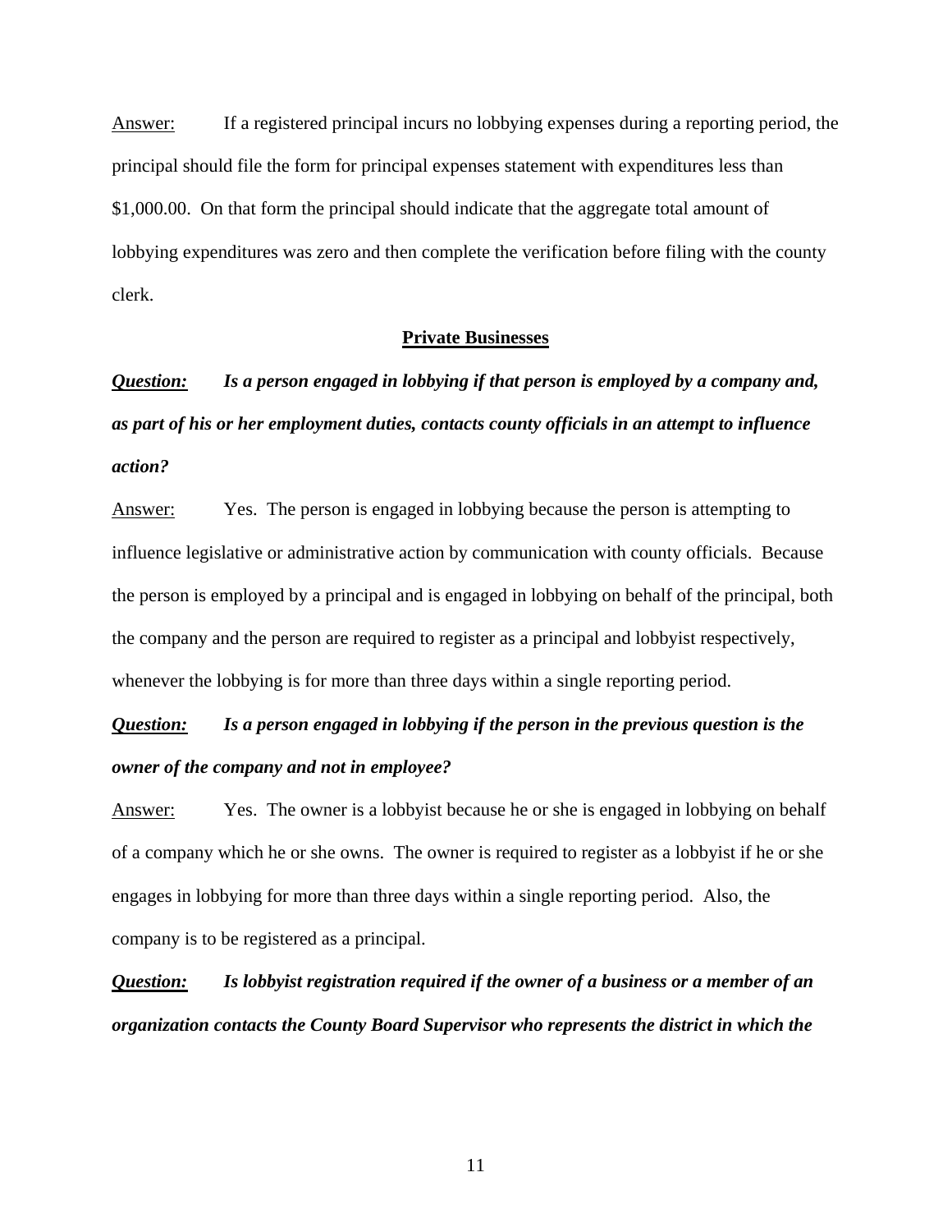<u>Answer:</u> If a registered principal incurs no lobbying expenses during a reporting period, the principal should file the form for principal expenses statement with expenditures less than $1,000.00. On that form the principal should indicate that the aggregate total amount of lobbying expenditures was zero and then complete the verification before filing with the county clerk.

## Private Businesses

***<u>Question:</u>*** ***Is a person engaged in lobbying if that person is employed by a company and, as part of his or her employment duties, contacts county officials in an attempt to influence action?***

<u>Answer:</u> Yes. The person is engaged in lobbying because the person is attempting to influence legislative or administrative action by communication with county officials. Because the person is employed by a principal and is engaged in lobbying on behalf of the principal, both the company and the person are required to register as a principal and lobbyist respectively, whenever the lobbying is for more than three days within a single reporting period.

***<u>Question:</u>*** ***Is a person engaged in lobbying if the person in the previous question is the owner of the company and not in employee?***

<u>Answer:</u> Yes. The owner is a lobbyist because he or she is engaged in lobbying on behalf of a company which he or she owns. The owner is required to register as a lobbyist if he or she engages in lobbying for more than three days within a single reporting period. Also, the company is to be registered as a principal.

***<u>Question:</u>*** ***Is lobbyist registration required if the owner of a business or a member of an organization contacts the County Board Supervisor who represents the district in which the***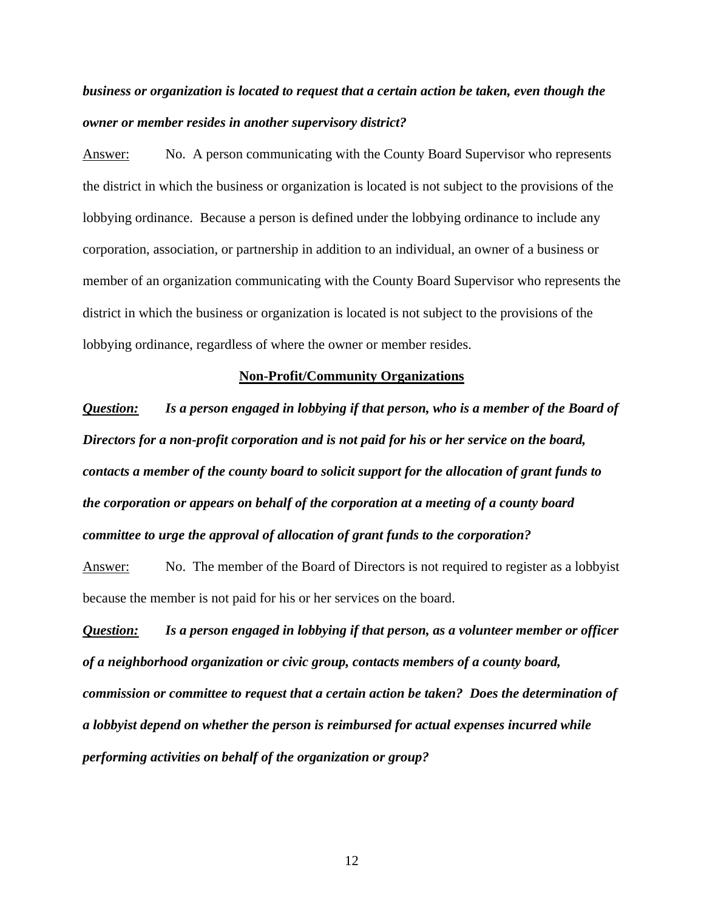***business or organization is located to request that a certain action be taken, even though the owner or member resides in another supervisory district?***

Answer: No. A person communicating with the County Board Supervisor who represents the district in which the business or organization is located is not subject to the provisions of the lobbying ordinance. Because a person is defined under the lobbying ordinance to include any corporation, association, or partnership in addition to an individual, an owner of a business or member of an organization communicating with the County Board Supervisor who represents the district in which the business or organization is located is not subject to the provisions of the lobbying ordinance, regardless of where the owner or member resides.

## Non-Profit/Community Organizations

***Question:*** ***Is a person engaged in lobbying if that person, who is a member of the Board of Directors for a non-profit corporation and is not paid for his or her service on the board, contacts a member of the county board to solicit support for the allocation of grant funds to the corporation or appears on behalf of the corporation at a meeting of a county board committee to urge the approval of allocation of grant funds to the corporation?***

Answer: No. The member of the Board of Directors is not required to register as a lobbyist because the member is not paid for his or her services on the board.

***Question:*** ***Is a person engaged in lobbying if that person, as a volunteer member or officer of a neighborhood organization or civic group, contacts members of a county board, commission or committee to request that a certain action be taken? Does the determination of a lobbyist depend on whether the person is reimbursed for actual expenses incurred while performing activities on behalf of the organization or group?***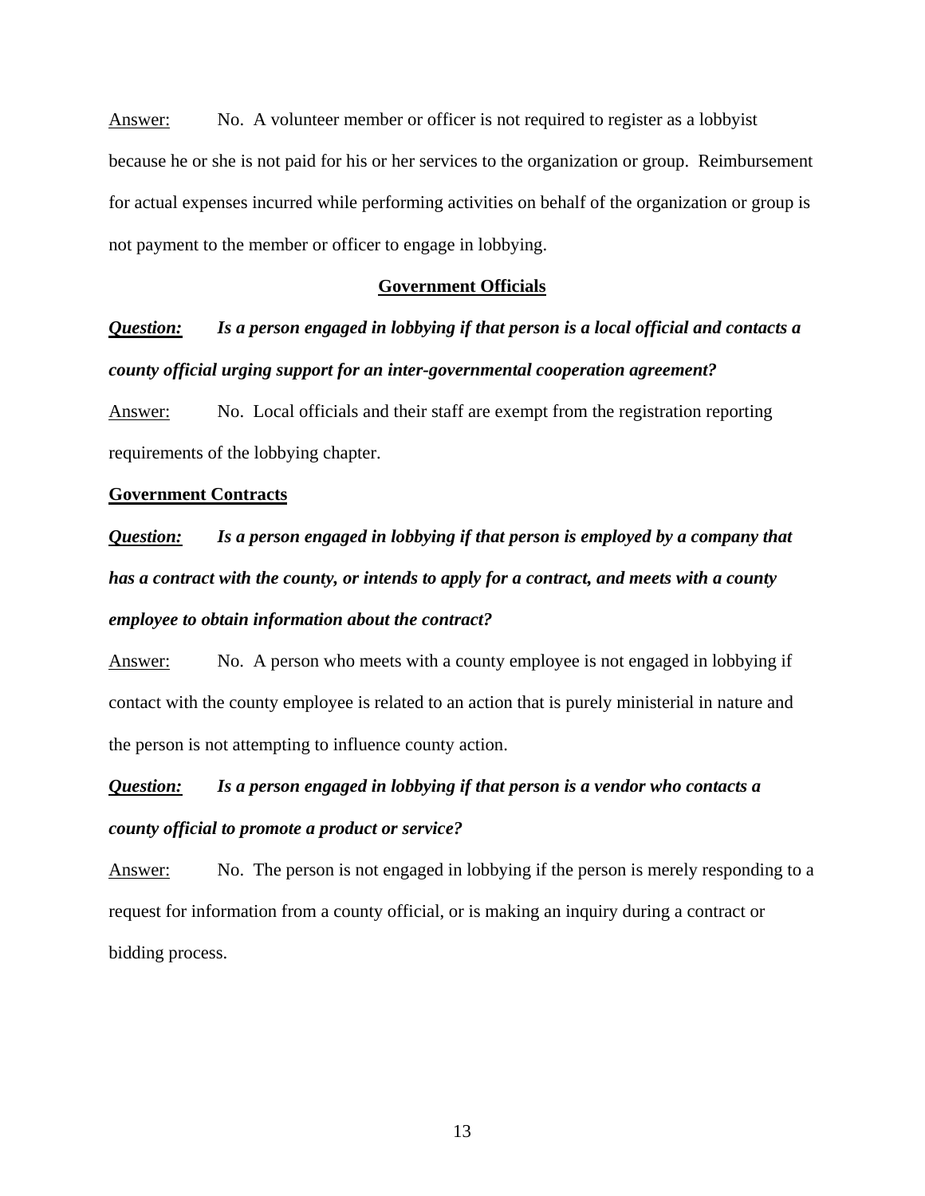Answer: No. A volunteer member or officer is not required to register as a lobbyist because he or she is not paid for his or her services to the organization or group. Reimbursement for actual expenses incurred while performing activities on behalf of the organization or group is not payment to the member or officer to engage in lobbying.

## Government Officials

***Question:*** ***Is a person engaged in lobbying if that person is a local official and contacts a county official urging support for an inter-governmental cooperation agreement?***

Answer: No. Local officials and their staff are exempt from the registration reporting requirements of the lobbying chapter.

## Government Contracts

***Question:*** ***Is a person engaged in lobbying if that person is employed by a company that has a contract with the county, or intends to apply for a contract, and meets with a county employee to obtain information about the contract?***

Answer: No. A person who meets with a county employee is not engaged in lobbying if contact with the county employee is related to an action that is purely ministerial in nature and the person is not attempting to influence county action.

***Question:*** ***Is a person engaged in lobbying if that person is a vendor who contacts a county official to promote a product or service?***

Answer: No. The person is not engaged in lobbying if the person is merely responding to a request for information from a county official, or is making an inquiry during a contract or bidding process.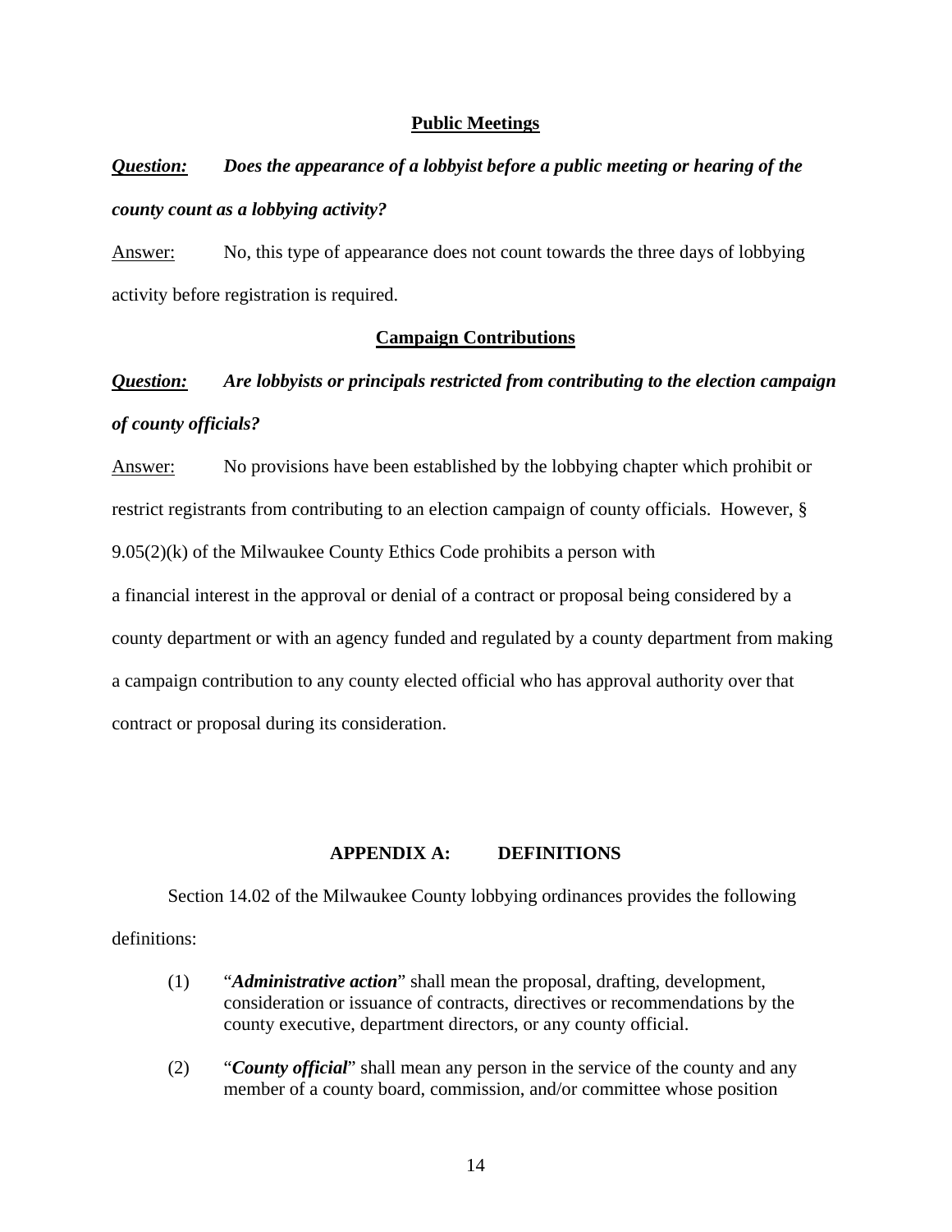## Public Meetings

***Question:*** ***Does the appearance of a lobbyist before a public meeting or hearing of the county count as a lobbying activity?***

Answer: No, this type of appearance does not count towards the three days of lobbying activity before registration is required.

## Campaign Contributions

***Question:*** ***Are lobbyists or principals restricted from contributing to the election campaign of county officials?***

Answer: No provisions have been established by the lobbying chapter which prohibit or restrict registrants from contributing to an election campaign of county officials. However, § 9.05(2)(k) of the Milwaukee County Ethics Code prohibits a person with a financial interest in the approval or denial of a contract or proposal being considered by a county department or with an agency funded and regulated by a county department from making a campaign contribution to any county elected official who has approval authority over that contract or proposal during its consideration.

## APPENDIX A: DEFINITIONS

Section 14.02 of the Milwaukee County lobbying ordinances provides the following definitions:

(1) "***Administrative action***" shall mean the proposal, drafting, development, consideration or issuance of contracts, directives or recommendations by the county executive, department directors, or any county official.

(2) "***County official***" shall mean any person in the service of the county and any member of a county board, commission, and/or committee whose position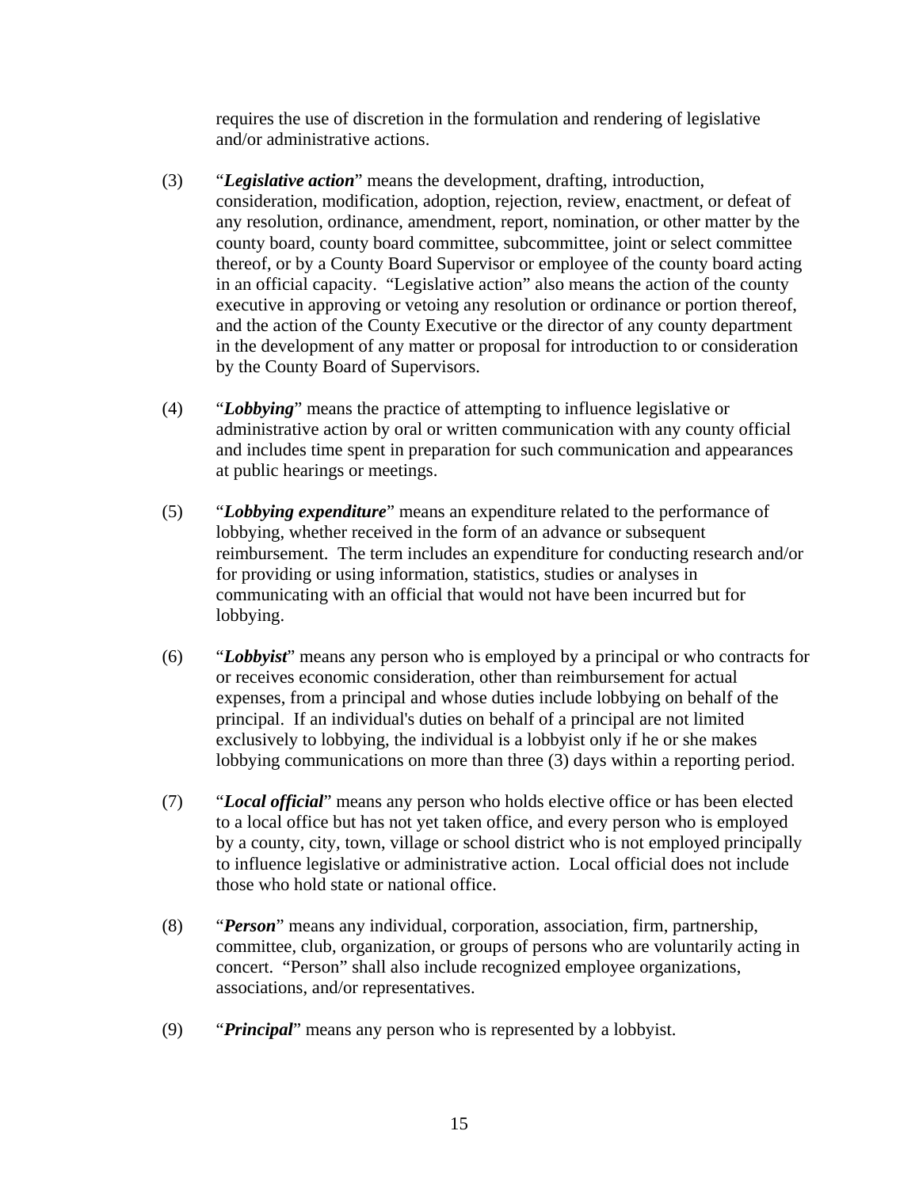requires the use of discretion in the formulation and rendering of legislative and/or administrative actions.

(3) "***Legislative action***" means the development, drafting, introduction, consideration, modification, adoption, rejection, review, enactment, or defeat of any resolution, ordinance, amendment, report, nomination, or other matter by the county board, county board committee, subcommittee, joint or select committee thereof, or by a County Board Supervisor or employee of the county board acting in an official capacity. "Legislative action" also means the action of the county executive in approving or vetoing any resolution or ordinance or portion thereof, and the action of the County Executive or the director of any county department in the development of any matter or proposal for introduction to or consideration by the County Board of Supervisors.

(4) "***Lobbying***" means the practice of attempting to influence legislative or administrative action by oral or written communication with any county official and includes time spent in preparation for such communication and appearances at public hearings or meetings.

(5) "***Lobbying expenditure***" means an expenditure related to the performance of lobbying, whether received in the form of an advance or subsequent reimbursement. The term includes an expenditure for conducting research and/or for providing or using information, statistics, studies or analyses in communicating with an official that would not have been incurred but for lobbying.

(6) "***Lobbyist***" means any person who is employed by a principal or who contracts for or receives economic consideration, other than reimbursement for actual expenses, from a principal and whose duties include lobbying on behalf of the principal. If an individual's duties on behalf of a principal are not limited exclusively to lobbying, the individual is a lobbyist only if he or she makes lobbying communications on more than three (3) days within a reporting period.

(7) "***Local official***" means any person who holds elective office or has been elected to a local office but has not yet taken office, and every person who is employed by a county, city, town, village or school district who is not employed principally to influence legislative or administrative action. Local official does not include those who hold state or national office.

(8) "***Person***" means any individual, corporation, association, firm, partnership, committee, club, organization, or groups of persons who are voluntarily acting in concert. "Person" shall also include recognized employee organizations, associations, and/or representatives.

(9) "***Principal***" means any person who is represented by a lobbyist.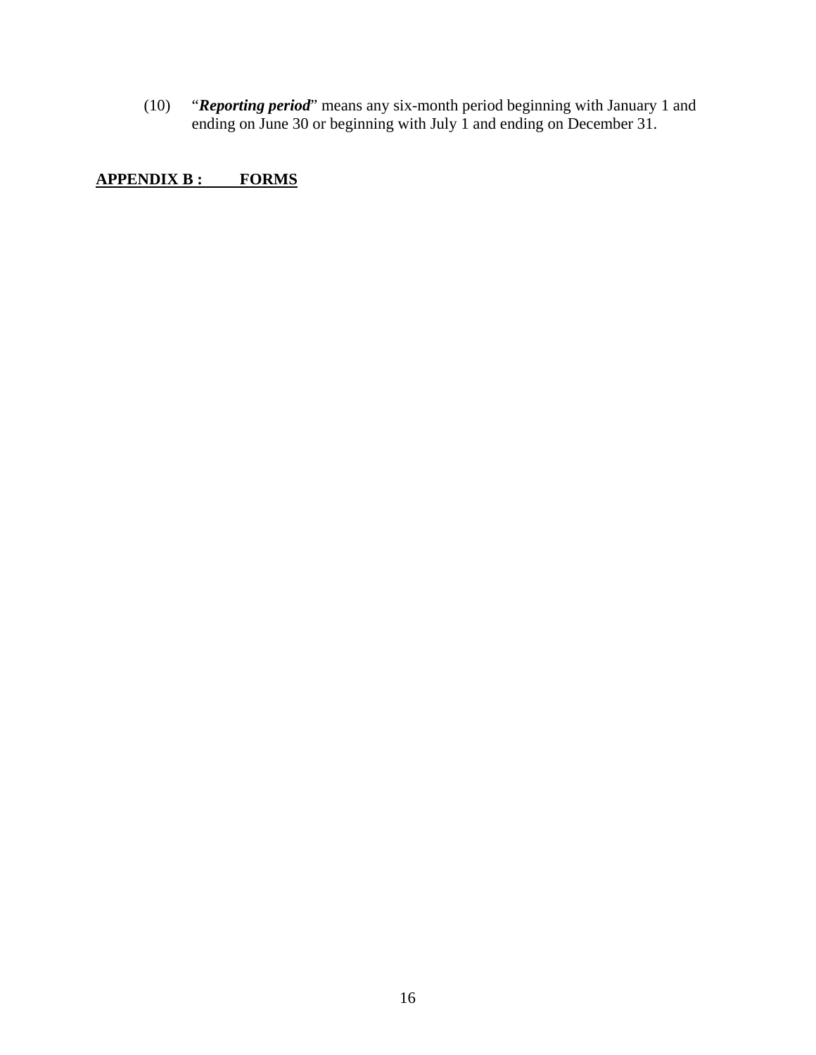(10) "***Reporting period***" means any six-month period beginning with January 1 and ending on June 30 or beginning with July 1 and ending on December 31.

## <u>**APPENDIX B : FORMS**</u>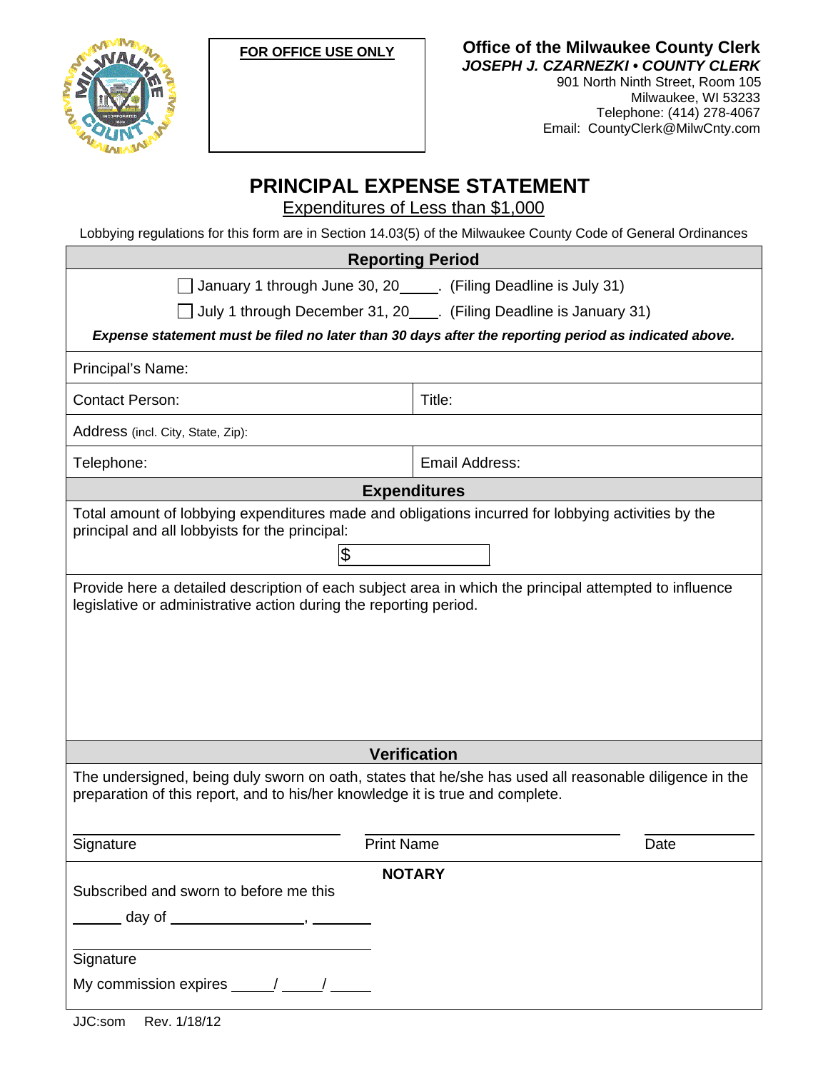FOR OFFICE USE ONLY

**Office of the Milwaukee County Clerk**
***JOSEPH J. CZARNEZKI • COUNTY CLERK***
901 North Ninth Street, Room 105
Milwaukee, WI 53233
Telephone: (414) 278-4067
Email: CountyClerk@MilwCnty.com

# PRINCIPAL EXPENSE STATEMENT

Expenditures of Less than $1,000

Lobbying regulations for this form are in Section 14.03(5) of the Milwaukee County Code of General Ordinances

## Reporting Period

☐ January 1 through June 30, 20____. (Filing Deadline is July 31)

☐ July 1 through December 31, 20___. (Filing Deadline is January 31)

***Expense statement must be filed no later than 30 days after the reporting period as indicated above.***

| | |
|---|---|
| Principal's Name: | |
| Contact Person: | Title: |
| Address (incl. City, State, Zip): | |
| Telephone: | Email Address: |

## Expenditures

Total amount of lobbying expenditures made and obligations incurred for lobbying activities by the principal and all lobbyists for the principal:

$ ____________

Provide here a detailed description of each subject area in which the principal attempted to influence legislative or administrative action during the reporting period.

## Verification

The undersigned, being duly sworn on oath, states that he/she has used all reasonable diligence in the preparation of this report, and to his/her knowledge it is true and complete.

______________________ ______________________ __________
Signature Print Name Date

**NOTARY**

Subscribed and sworn to before me this

______ day of ________________, _______

______________________________
Signature

My commission expires _____/_____/_____

JJC:som Rev. 1/18/12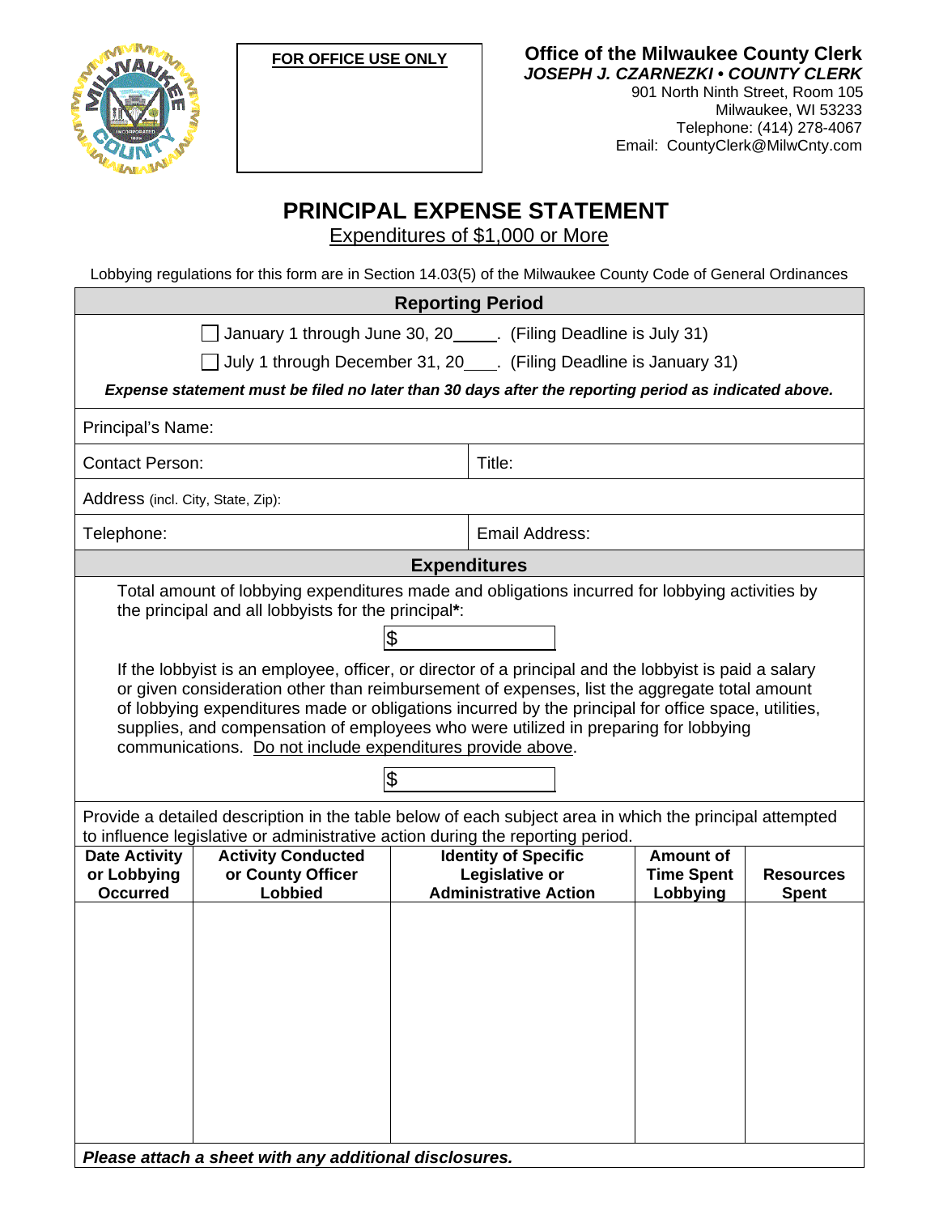**FOR OFFICE USE ONLY**

**Office of the Milwaukee County Clerk**
***JOSEPH J. CZARNEZKI • COUNTY CLERK***
901 North Ninth Street, Room 105
Milwaukee, WI 53233
Telephone: (414) 278-4067
Email: CountyClerk@MilwCnty.com

# PRINCIPAL EXPENSE STATEMENT

Expenditures of $1,000 or More

Lobbying regulations for this form are in Section 14.03(5) of the Milwaukee County Code of General Ordinances

## Reporting Period

☐ January 1 through June 30, 20\_\_\_\_\_. (Filing Deadline is July 31)

☐ July 1 through December 31, 20\_\_\_\_. (Filing Deadline is January 31)

***Expense statement must be filed no later than 30 days after the reporting period as indicated above.***

| Principal's Name: | |
|---|---|
| Contact Person: | Title: |
| Address (incl. City, State, Zip): | |
| Telephone: | Email Address: |

## Expenditures

Total amount of lobbying expenditures made and obligations incurred for lobbying activities by the principal and all lobbyists for the principal**\***:

$ \_\_\_\_\_\_\_\_\_\_

If the lobbyist is an employee, officer, or director of a principal and the lobbyist is paid a salary or given consideration other than reimbursement of expenses, list the aggregate total amount of lobbying expenditures made or obligations incurred by the principal for office space, utilities, supplies, and compensation of employees who were utilized in preparing for lobbying communications. Do not include expenditures provide above.

$ \_\_\_\_\_\_\_\_\_\_

Provide a detailed description in the table below of each subject area in which the principal attempted to influence legislative or administrative action during the reporting period.

| Date Activity or Lobbying Occurred | Activity Conducted or County Officer Lobbied | Identity of Specific Legislative or Administrative Action | Amount of Time Spent Lobbying | Resources Spent |
|---|---|---|---|---|
| | | | | |

***Please attach a sheet with any additional disclosures.***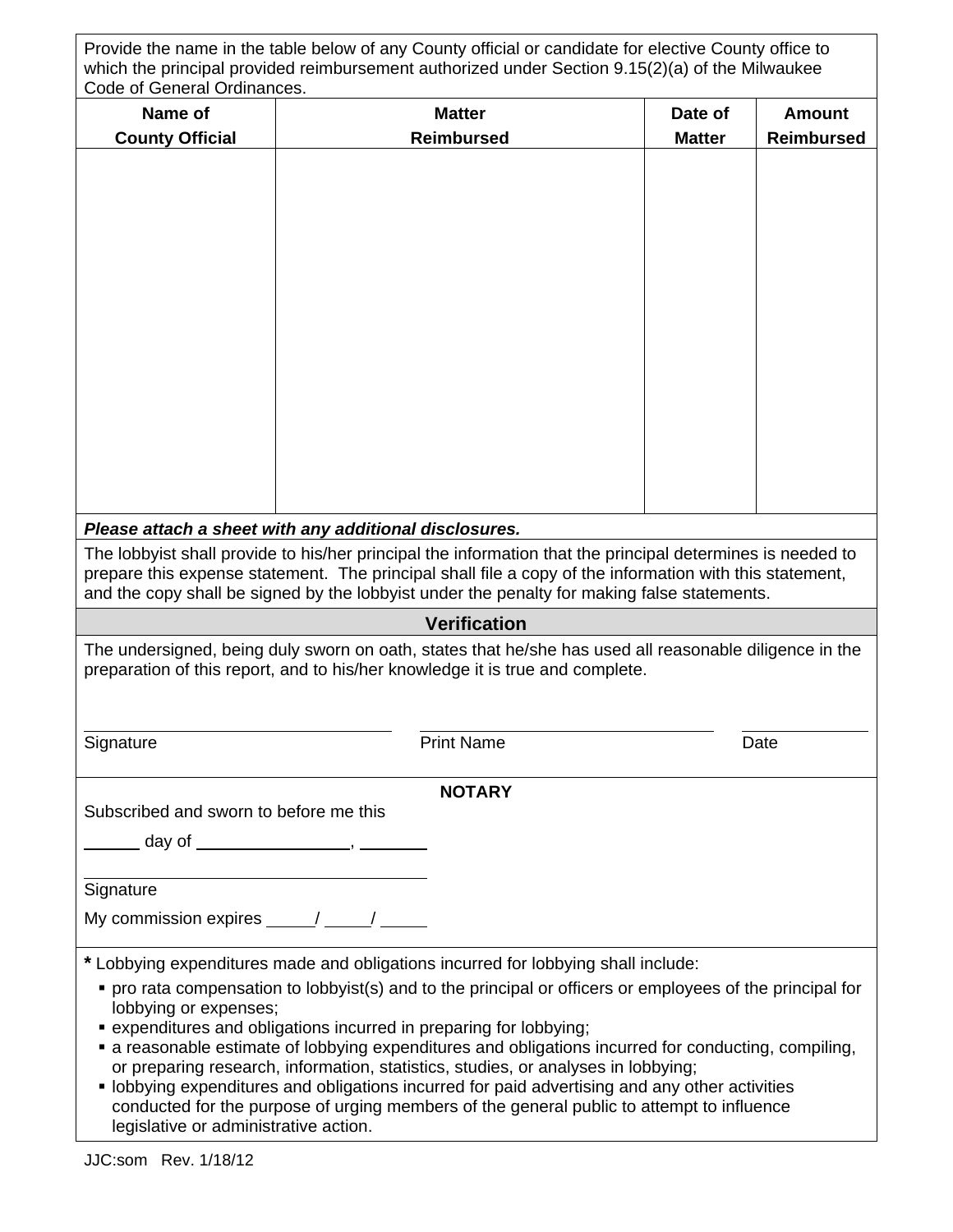Provide the name in the table below of any County official or candidate for elective County office to which the principal provided reimbursement authorized under Section 9.15(2)(a) of the Milwaukee Code of General Ordinances.

| Name of County Official | Matter Reimbursed | Date of Matter | Amount Reimbursed |
|---|---|---|---|
| | | | |

***Please attach a sheet with any additional disclosures.***

The lobbyist shall provide to his/her principal the information that the principal determines is needed to prepare this expense statement. The principal shall file a copy of the information with this statement, and the copy shall be signed by the lobbyist under the penalty for making false statements.

## Verification

The undersigned, being duly sworn on oath, states that he/she has used all reasonable diligence in the preparation of this report, and to his/her knowledge it is true and complete.

Signature ____________________ Print Name ____________________ Date __________

**NOTARY**

Subscribed and sworn to before me this

______ day of ________________, _______

____________________

Signature

My commission expires _____/ _____/ _____

**\*** Lobbying expenditures made and obligations incurred for lobbying shall include:

- pro rata compensation to lobbyist(s) and to the principal or officers or employees of the principal for lobbying or expenses;
- expenditures and obligations incurred in preparing for lobbying;
- a reasonable estimate of lobbying expenditures and obligations incurred for conducting, compiling, or preparing research, information, statistics, studies, or analyses in lobbying;
- lobbying expenditures and obligations incurred for paid advertising and any other activities conducted for the purpose of urging members of the general public to attempt to influence legislative or administrative action.

JJC:som Rev. 1/18/12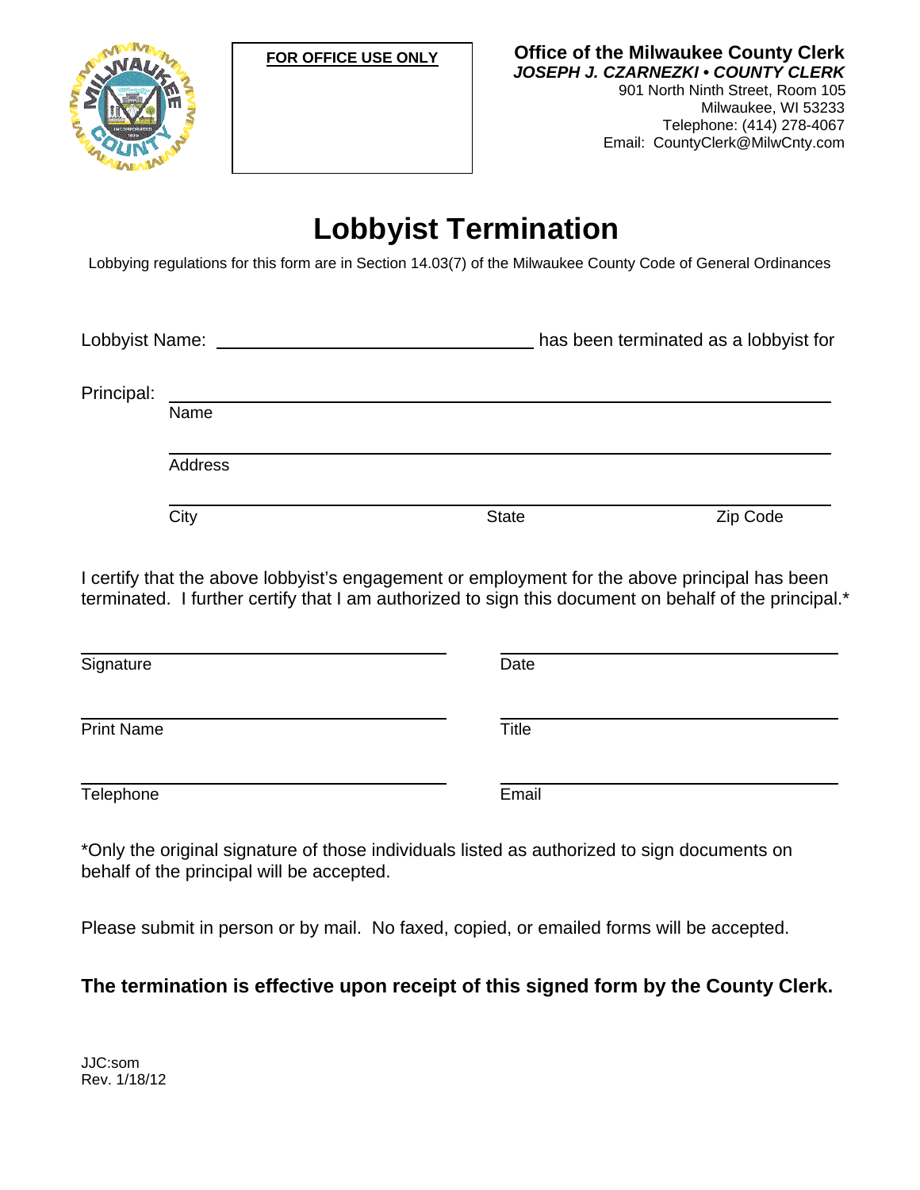FOR OFFICE USE ONLY

**Office of the Milwaukee County Clerk**
***JOSEPH J. CZARNEZKI • COUNTY CLERK***
901 North Ninth Street, Room 105
Milwaukee, WI 53233
Telephone: (414) 278-4067
Email: CountyClerk@MilwCnty.com

# Lobbyist Termination

Lobbying regulations for this form are in Section 14.03(7) of the Milwaukee County Code of General Ordinances

Lobbyist Name: ______________________________ has been terminated as a lobbyist for

Principal: ____________________________________________________________
Name

____________________________________________________________
Address

____________________________________________________________
City State Zip Code

I certify that the above lobbyist's engagement or employment for the above principal has been terminated. I further certify that I am authorized to sign this document on behalf of the principal.*

| | |
|---|---|
| ______________________ Signature | ______________________ Date |
| ______________________ Print Name | ______________________ Title |
| ______________________ Telephone | ______________________ Email |

*Only the original signature of those individuals listed as authorized to sign documents on behalf of the principal will be accepted.

Please submit in person or by mail. No faxed, copied, or emailed forms will be accepted.

**The termination is effective upon receipt of this signed form by the County Clerk.**

JJC:som
Rev. 1/18/12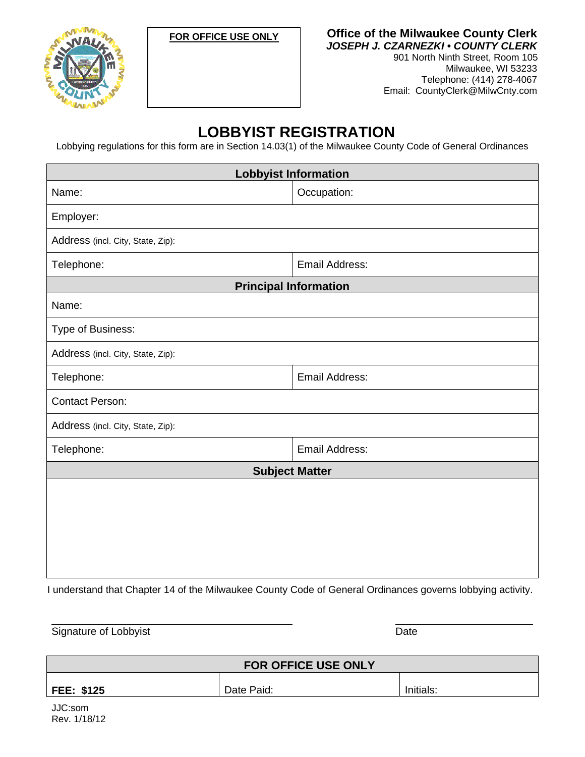**FOR OFFICE USE ONLY**

**Office of the Milwaukee County Clerk**
***JOSEPH J. CZARNEZKI • COUNTY CLERK***
901 North Ninth Street, Room 105
Milwaukee, WI 53233
Telephone: (414) 278-4067
Email: CountyClerk@MilwCnty.com

# LOBBYIST REGISTRATION

Lobbying regulations for this form are in Section 14.03(1) of the Milwaukee County Code of General Ordinances

| **Lobbyist Information** | |
|---|---|
| Name: | Occupation: |
| Employer: | |
| Address (incl. City, State, Zip): | |
| Telephone: | Email Address: |
| **Principal Information** | |
| Name: | |
| Type of Business: | |
| Address (incl. City, State, Zip): | |
| Telephone: | Email Address: |
| Contact Person: | |
| Address (incl. City, State, Zip): | |
| Telephone: | Email Address: |
| **Subject Matter** | |
| | |

I understand that Chapter 14 of the Milwaukee County Code of General Ordinances governs lobbying activity.

\_\_\_\_\_\_\_\_\_\_\_\_\_\_\_\_\_\_\_\_\_\_\_\_\_\_\_\_\_\_\_\_\_\_\_\_ \_\_\_\_\_\_\_\_\_\_\_\_\_\_\_\_\_\_\_\_
Signature of Lobbyist Date

| **FOR OFFICE USE ONLY** | | |
|---|---|---|
| **FEE: $125** | Date Paid: | Initials: |

JJC:som
Rev. 1/18/12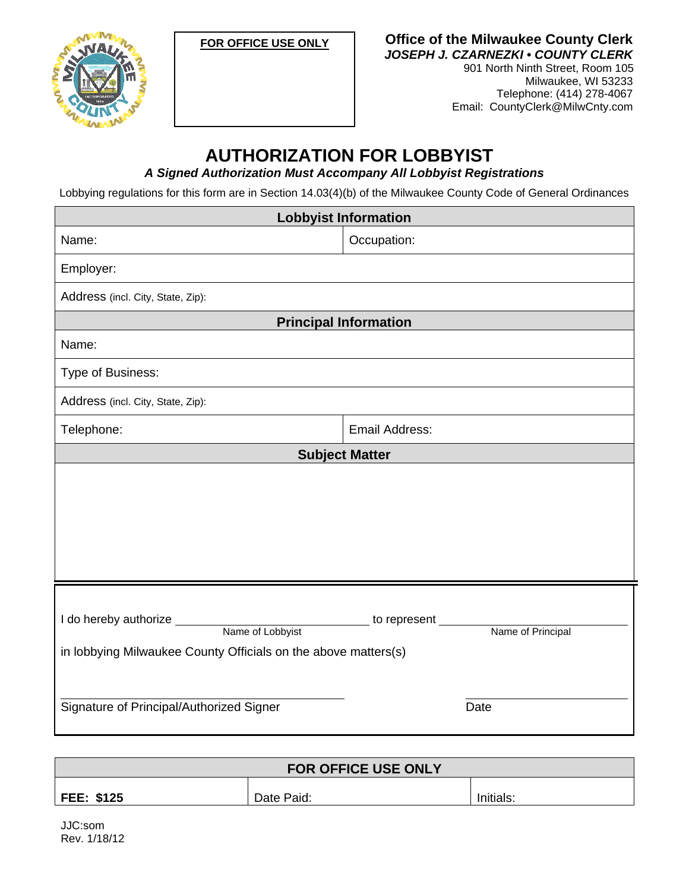FOR OFFICE USE ONLY

**Office of the Milwaukee County Clerk**
***JOSEPH J. CZARNEZKI • COUNTY CLERK***
901 North Ninth Street, Room 105
Milwaukee, WI 53233
Telephone: (414) 278-4067
Email: CountyClerk@MilwCnty.com

# AUTHORIZATION FOR LOBBYIST

***A Signed Authorization Must Accompany All Lobbyist Registrations***

Lobbying regulations for this form are in Section 14.03(4)(b) of the Milwaukee County Code of General Ordinances

| **Lobbyist Information** | |
|---|---|
| Name: | Occupation: |
| Employer: | |
| Address (incl. City, State, Zip): | |
| **Principal Information** | |
| Name: | |
| Type of Business: | |
| Address (incl. City, State, Zip): | |
| Telephone: | Email Address: |
| **Subject Matter** | |
| | |

I do hereby authorize ______________________ to represent ______________________
Name of Lobbyist / Name of Principal

in lobbying Milwaukee County Officials on the above matters(s)

______________________________ ______________
Signature of Principal/Authorized Signer    Date

| **FOR OFFICE USE ONLY** | | |
|---|---|---|
| **FEE: $125** | Date Paid: | Initials: |

JJC:som
Rev. 1/18/12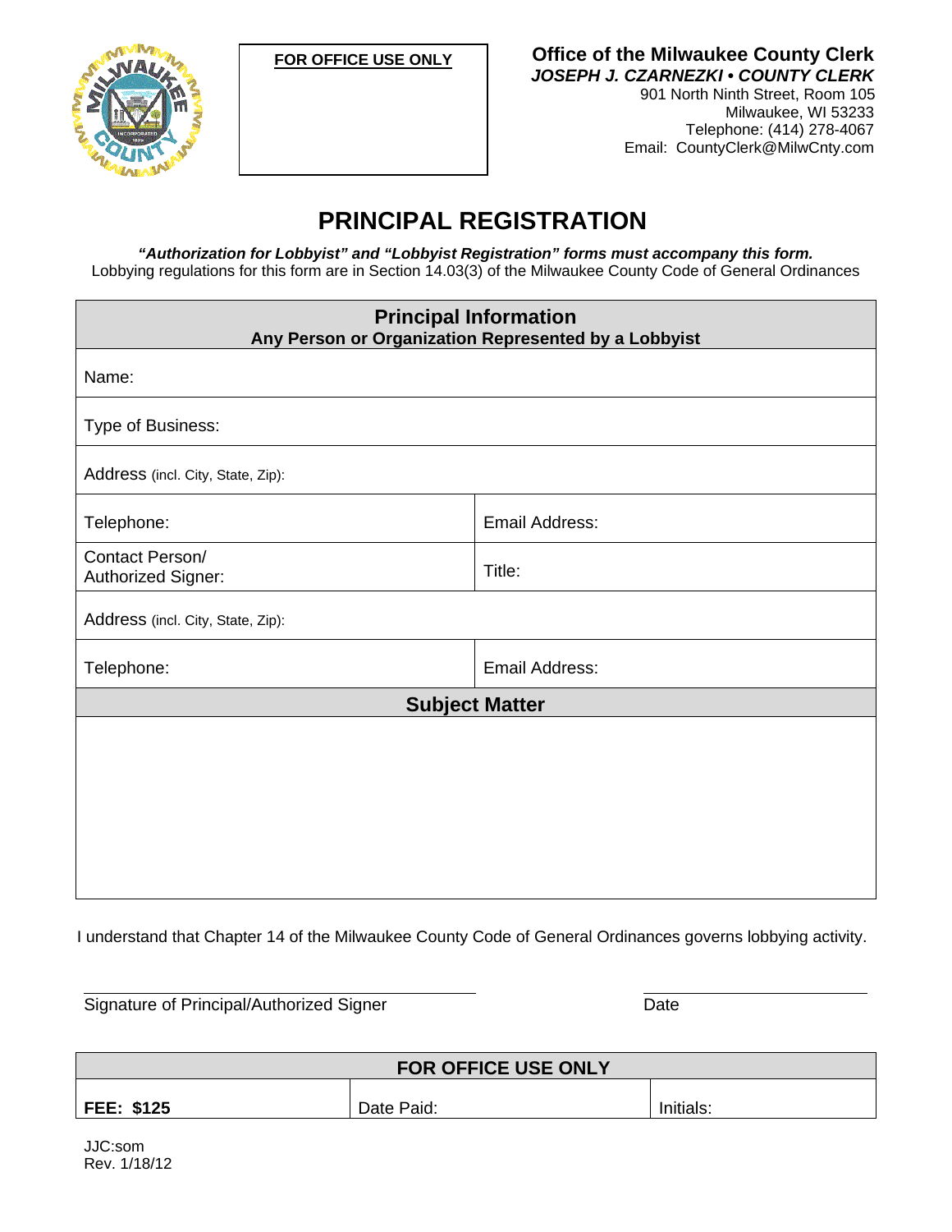**FOR OFFICE USE ONLY**

**Office of the Milwaukee County Clerk**
***JOSEPH J. CZARNEZKI • COUNTY CLERK***
901 North Ninth Street, Room 105
Milwaukee, WI 53233
Telephone: (414) 278-4067
Email: CountyClerk@MilwCnty.com

# PRINCIPAL REGISTRATION

***"Authorization for Lobbyist" and "Lobbyist Registration" forms must accompany this form.***
Lobbying regulations for this form are in Section 14.03(3) of the Milwaukee County Code of General Ordinances

| **Principal Information**<br>**Any Person or Organization Represented by a Lobbyist** | |
|---|---|
| Name: | |
| Type of Business: | |
| Address (incl. City, State, Zip): | |
| Telephone: | Email Address: |
| Contact Person/<br>Authorized Signer: | Title: |
| Address (incl. City, State, Zip): | |
| Telephone: | Email Address: |
| **Subject Matter** | |
| | |

I understand that Chapter 14 of the Milwaukee County Code of General Ordinances governs lobbying activity.

_______________________________ Signature of Principal/Authorized Signer

_______________ Date

| **FOR OFFICE USE ONLY** | | |
|---|---|---|
| **FEE: $125** | Date Paid: | Initials: |

JJC:som
Rev. 1/18/12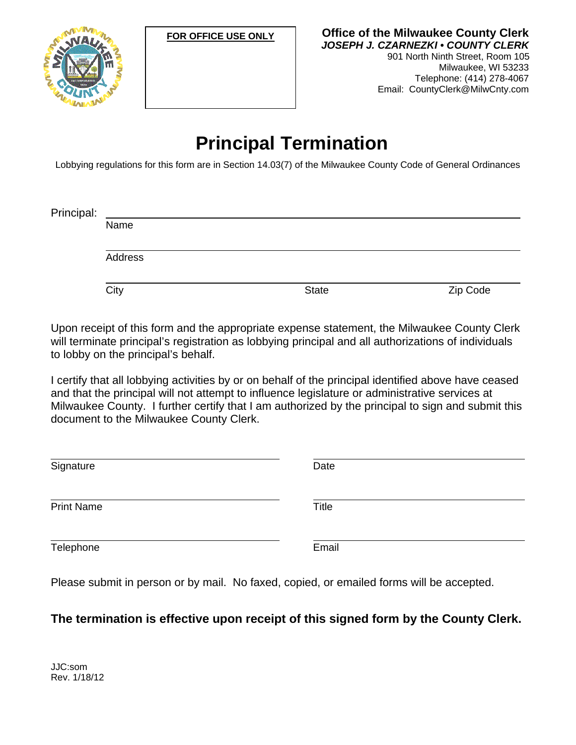**FOR OFFICE USE ONLY**

**Office of the Milwaukee County Clerk**
***JOSEPH J. CZARNEZKI • COUNTY CLERK***
901 North Ninth Street, Room 105
Milwaukee, WI 53233
Telephone: (414) 278-4067
Email: CountyClerk@MilwCnty.com

# Principal Termination

Lobbying regulations for this form are in Section 14.03(7) of the Milwaukee County Code of General Ordinances

Principal: ______________________________
Name

______________________________
Address

______________________________
City                    State                    Zip Code

Upon receipt of this form and the appropriate expense statement, the Milwaukee County Clerk will terminate principal's registration as lobbying principal and all authorizations of individuals to lobby on the principal's behalf.

I certify that all lobbying activities by or on behalf of the principal identified above have ceased and that the principal will not attempt to influence legislature or administrative services at Milwaukee County. I further certify that I am authorized by the principal to sign and submit this document to the Milwaukee County Clerk.

______________________________          ______________________________
Signature                                Date

______________________________          ______________________________
Print Name                               Title

______________________________          ______________________________
Telephone                                Email

Please submit in person or by mail. No faxed, copied, or emailed forms will be accepted.

**The termination is effective upon receipt of this signed form by the County Clerk.**

JJC:som
Rev. 1/18/12